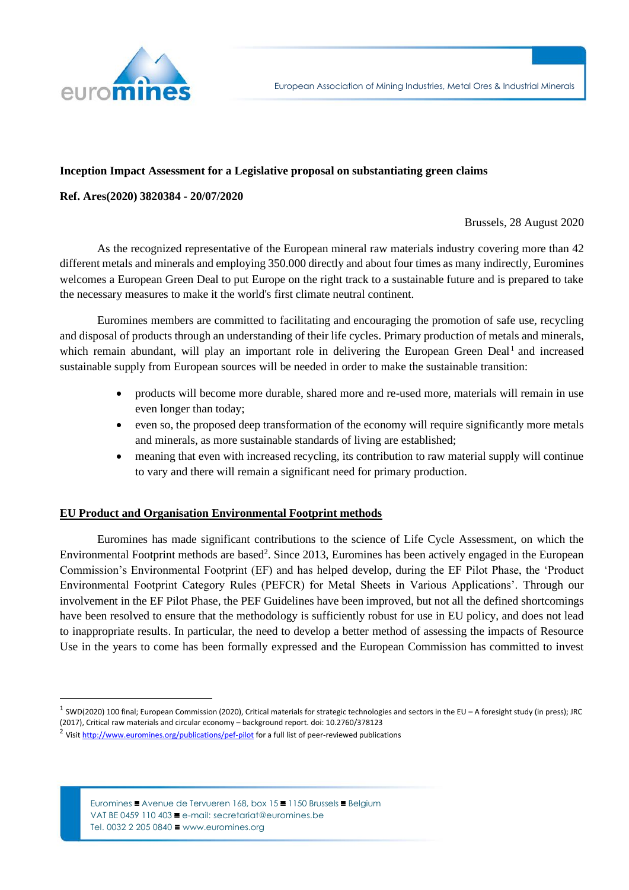**Inception Impact Assessment for a Legislative proposal on substantiating green claims**

**Ref. Ares(2020) 3820384 - 20/07/2020**

Brussels, 28 August 2020

As the recognized representative of the European mineral raw materials industry covering more than 42 different metals and minerals and employing 350.000 directly and about four times as many indirectly, Euromines welcomes a European Green Deal to put Europe on the right track to a sustainable future and is prepared to take the necessary measures to make it the world's first climate neutral continent.

Euromines members are committed to facilitating and encouraging the promotion of safe use, recycling and disposal of products through an understanding of their life cycles. Primary production of metals and minerals, which remain abundant, will play an important role in delivering the European Green Deal[1] and increased sustainable supply from European sources will be needed in order to make the sustainable transition:

- products will become more durable, shared more and re-used more, materials will remain in use even longer than today;
- even so, the proposed deep transformation of the economy will require significantly more metals and minerals, as more sustainable standards of living are established;
- meaning that even with increased recycling, its contribution to raw material supply will continue to vary and there will remain a significant need for primary production.

## EU Product and Organisation Environmental Footprint methods

Euromines has made significant contributions to the science of Life Cycle Assessment, on which the Environmental Footprint methods are based[2]. Since 2013, Euromines has been actively engaged in the European Commission's Environmental Footprint (EF) and has helped develop, during the EF Pilot Phase, the 'Product Environmental Footprint Category Rules (PEFCR) for Metal Sheets in Various Applications'. Through our involvement in the EF Pilot Phase, the PEF Guidelines have been improved, but not all the defined shortcomings have been resolved to ensure that the methodology is sufficiently robust for use in EU policy, and does not lead to inappropriate results. In particular, the need to develop a better method of assessing the impacts of Resource Use in the years to come has been formally expressed and the European Commission has committed to invest

---

[1] SWD(2020) 100 final; European Commission (2020), Critical materials for strategic technologies and sectors in the EU – A foresight study (in press); JRC (2017), Critical raw materials and circular economy – background report. doi: 10.2760/378123

[2] Visit http://www.euromines.org/publications/pef-pilot for a full list of peer-reviewed publications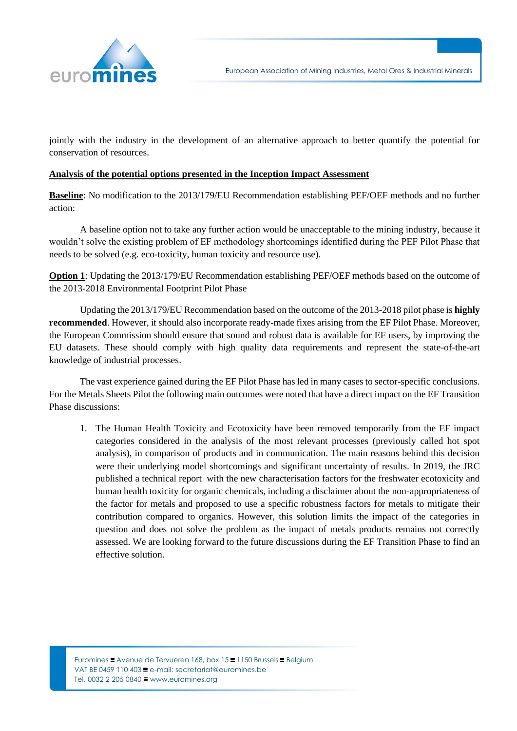jointly with the industry in the development of an alternative approach to better quantify the potential for conservation of resources.

**Analysis of the potential options presented in the Inception Impact Assessment**

**Baseline**: No modification to the 2013/179/EU Recommendation establishing PEF/OEF methods and no further action:

A baseline option not to take any further action would be unacceptable to the mining industry, because it wouldn't solve the existing problem of EF methodology shortcomings identified during the PEF Pilot Phase that needs to be solved (e.g. eco-toxicity, human toxicity and resource use).

**Option 1**: Updating the 2013/179/EU Recommendation establishing PEF/OEF methods based on the outcome of the 2013-2018 Environmental Footprint Pilot Phase

Updating the 2013/179/EU Recommendation based on the outcome of the 2013-2018 pilot phase is **highly recommended**. However, it should also incorporate ready-made fixes arising from the EF Pilot Phase. Moreover, the European Commission should ensure that sound and robust data is available for EF users, by improving the EU datasets. These should comply with high quality data requirements and represent the state-of-the-art knowledge of industrial processes.

The vast experience gained during the EF Pilot Phase has led in many cases to sector-specific conclusions. For the Metals Sheets Pilot the following main outcomes were noted that have a direct impact on the EF Transition Phase discussions:

1. The Human Health Toxicity and Ecotoxicity have been removed temporarily from the EF impact categories considered in the analysis of the most relevant processes (previously called hot spot analysis), in comparison of products and in communication. The main reasons behind this decision were their underlying model shortcomings and significant uncertainty of results. In 2019, the JRC published a technical report with the new characterisation factors for the freshwater ecotoxicity and human health toxicity for organic chemicals, including a disclaimer about the non-appropriateness of the factor for metals and proposed to use a specific robustness factors for metals to mitigate their contribution compared to organics. However, this solution limits the impact of the categories in question and does not solve the problem as the impact of metals products remains not correctly assessed. We are looking forward to the future discussions during the EF Transition Phase to find an effective solution.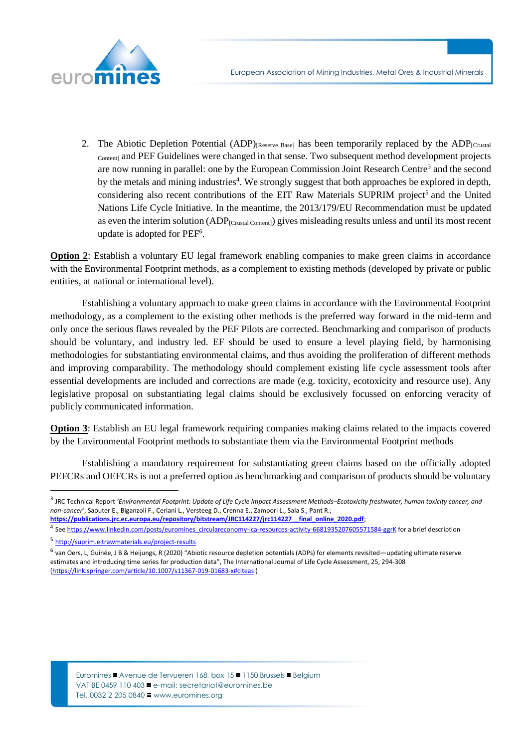2. The Abiotic Depletion Potential (ADP)$_{\text{[Reserve Base]}}$ has been temporarily replaced by the ADP$_{\text{[Crustal Content]}}$ and PEF Guidelines were changed in that sense. Two subsequent method development projects are now running in parallel: one by the European Commission Joint Research Centre[3] and the second by the metals and mining industries[4]. We strongly suggest that both approaches be explored in depth, considering also recent contributions of the EIT Raw Materials SUPRIM project[5] and the United Nations Life Cycle Initiative. In the meantime, the 2013/179/EU Recommendation must be updated as even the interim solution (ADP$_{\text{[Crustal Content]}}$) gives misleading results unless and until its most recent update is adopted for PEF[6].

**Option 2**: Establish a voluntary EU legal framework enabling companies to make green claims in accordance with the Environmental Footprint methods, as a complement to existing methods (developed by private or public entities, at national or international level).

Establishing a voluntary approach to make green claims in accordance with the Environmental Footprint methodology, as a complement to the existing other methods is the preferred way forward in the mid-term and only once the serious flaws revealed by the PEF Pilots are corrected. Benchmarking and comparison of products should be voluntary, and industry led. EF should be used to ensure a level playing field, by harmonising methodologies for substantiating environmental claims, and thus avoiding the proliferation of different methods and improving comparability. The methodology should complement existing life cycle assessment tools after essential developments are included and corrections are made (e.g. toxicity, ecotoxicity and resource use). Any legislative proposal on substantiating legal claims should be exclusively focussed on enforcing veracity of publicly communicated information.

**Option 3**: Establish an EU legal framework requiring companies making claims related to the impacts covered by the Environmental Footprint methods to substantiate them via the Environmental Footprint methods

Establishing a mandatory requirement for substantiating green claims based on the officially adopted PEFCRs and OEFCRs is not a preferred option as benchmarking and comparison of products should be voluntary

---

[3] JRC Technical Report *'Environmental Footprint: Update of Life Cycle Impact Assessment Methods–Ecotoxicity freshwater, human toxicity cancer, and non-cancer'*, Saouter E., Biganzoli F., Ceriani L., Versteeg D., Crenna E., Zampori L., Sala S., Pant R.; **https://publications.jrc.ec.europa.eu/repository/bitstream/JRC114227/jrc114227__final_online_2020.pdf**;

[4] See https://www.linkedin.com/posts/euromines_circulareconomy-lca-resources-activity-6681935207605571584-ggrK for a brief description

[5] http://suprim.eitrawmaterials.eu/project-results

[6] van Oers, L, Guinée, J B & Heijungs, R (2020) "Abiotic resource depletion potentials (ADPs) for elements revisited—updating ultimate reserve estimates and introducing time series for production data", The International Journal of Life Cycle Assessment, 25, 294-308 (https://link.springer.com/article/10.1007/s11367-019-01683-x#citeas )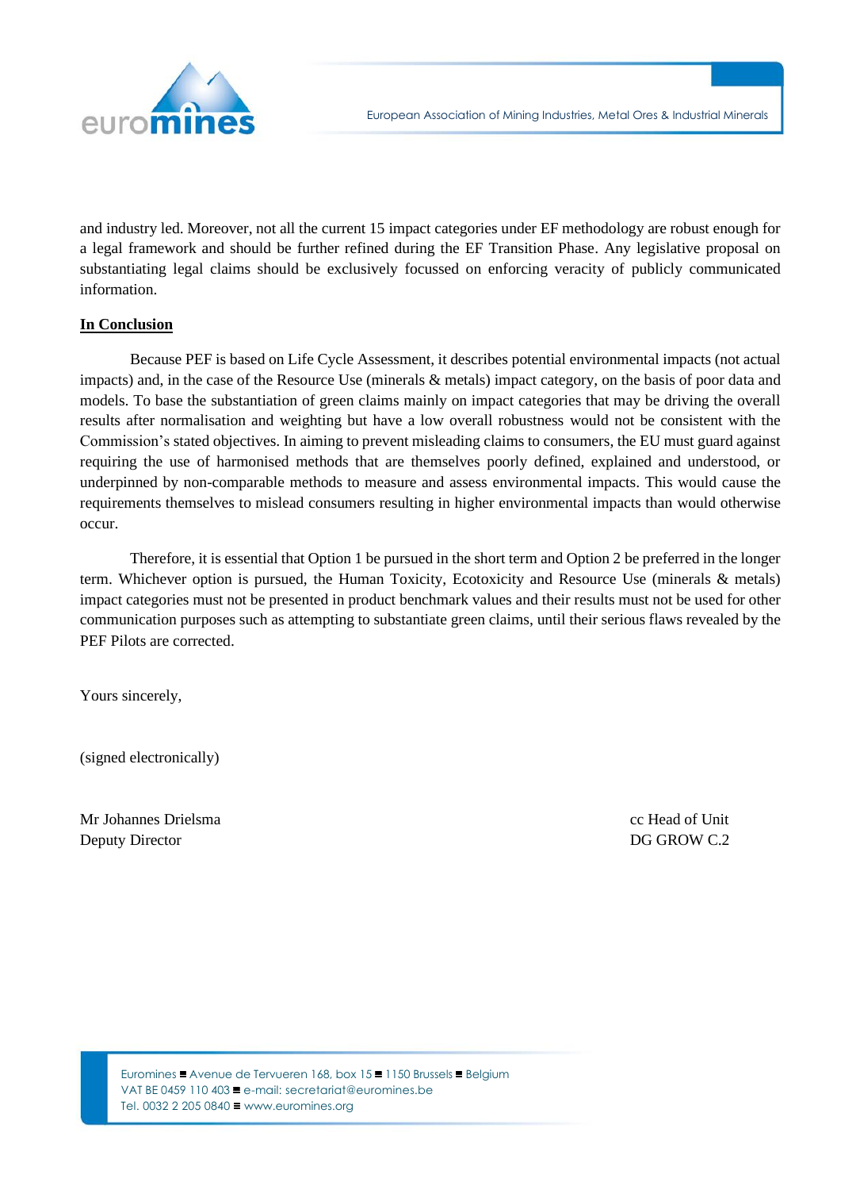and industry led. Moreover, not all the current 15 impact categories under EF methodology are robust enough for a legal framework and should be further refined during the EF Transition Phase. Any legislative proposal on substantiating legal claims should be exclusively focussed on enforcing veracity of publicly communicated information.

**In Conclusion**

Because PEF is based on Life Cycle Assessment, it describes potential environmental impacts (not actual impacts) and, in the case of the Resource Use (minerals & metals) impact category, on the basis of poor data and models. To base the substantiation of green claims mainly on impact categories that may be driving the overall results after normalisation and weighting but have a low overall robustness would not be consistent with the Commission's stated objectives. In aiming to prevent misleading claims to consumers, the EU must guard against requiring the use of harmonised methods that are themselves poorly defined, explained and understood, or underpinned by non-comparable methods to measure and assess environmental impacts. This would cause the requirements themselves to mislead consumers resulting in higher environmental impacts than would otherwise occur.

Therefore, it is essential that Option 1 be pursued in the short term and Option 2 be preferred in the longer term. Whichever option is pursued, the Human Toxicity, Ecotoxicity and Resource Use (minerals & metals) impact categories must not be presented in product benchmark values and their results must not be used for other communication purposes such as attempting to substantiate green claims, until their serious flaws revealed by the PEF Pilots are corrected.

Yours sincerely,

(signed electronically)

Mr Johannes Drielsma
Deputy Director

cc Head of Unit
DG GROW C.2